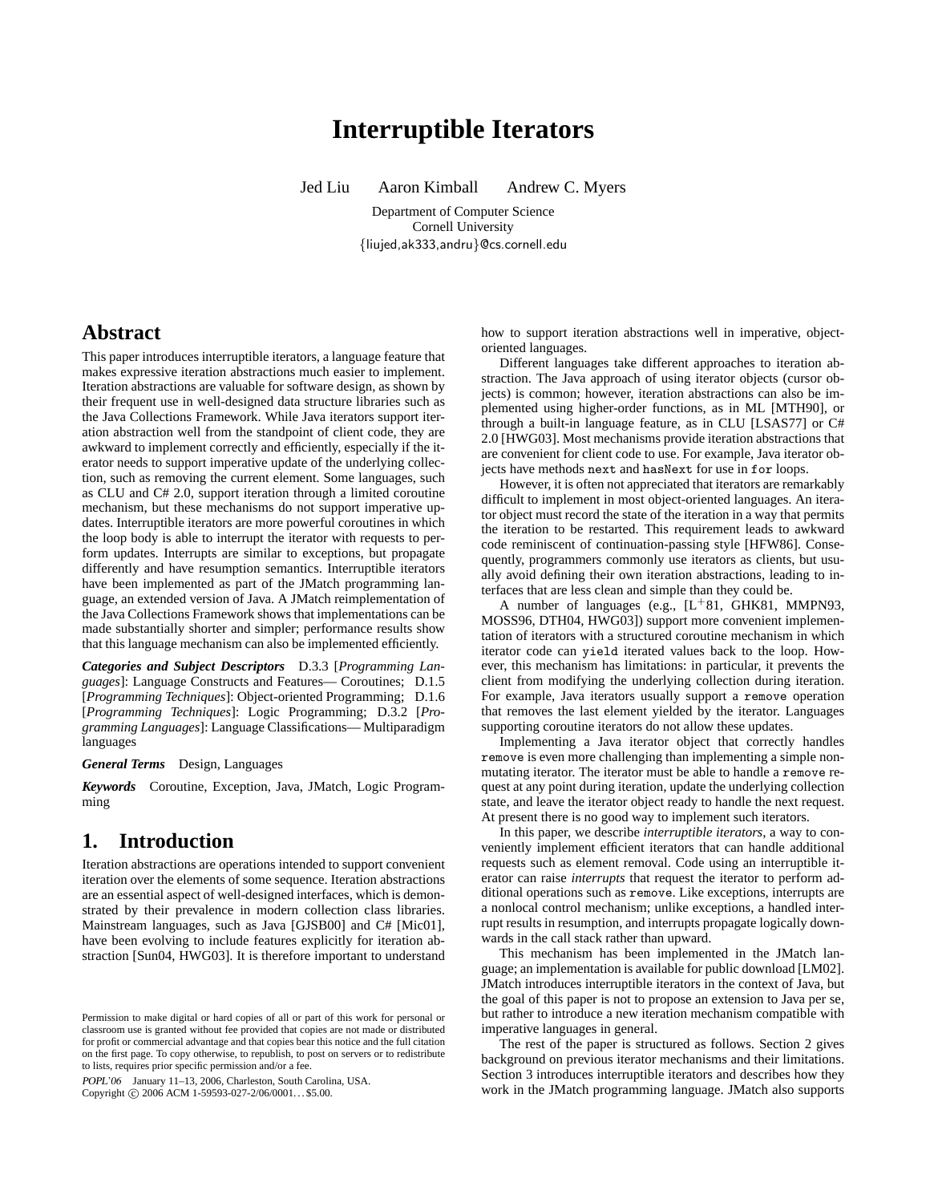# Interruptible Iterators

Jed Liu    Aaron Kimball    Andrew C. Myers

Department of Computer Science
Cornell University
{liujed,ak333,andru}@cs.cornell.edu

## Abstract

This paper introduces interruptible iterators, a language feature that makes expressive iteration abstractions much easier to implement. Iteration abstractions are valuable for software design, as shown by their frequent use in well-designed data structure libraries such as the Java Collections Framework. While Java iterators support iteration abstraction well from the standpoint of client code, they are awkward to implement correctly and efficiently, especially if the iterator needs to support imperative update of the underlying collection, such as removing the current element. Some languages, such as CLU and C# 2.0, support iteration through a limited coroutine mechanism, but these mechanisms do not support imperative updates. Interruptible iterators are more powerful coroutines in which the loop body is able to interrupt the iterator with requests to perform updates. Interrupts are similar to exceptions, but propagate differently and have resumption semantics. Interruptible iterators have been implemented as part of the JMatch programming language, an extended version of Java. A JMatch reimplementation of the Java Collections Framework shows that implementations can be made substantially shorter and simpler; performance results show that this language mechanism can also be implemented efficiently.

***Categories and Subject Descriptors*** D.3.3 [*Programming Languages*]: Language Constructs and Features— Coroutines; D.1.5 [*Programming Techniques*]: Object-oriented Programming; D.1.6 [*Programming Techniques*]: Logic Programming; D.3.2 [*Programming Languages*]: Language Classifications— Multiparadigm languages

***General Terms*** Design, Languages

***Keywords*** Coroutine, Exception, Java, JMatch, Logic Programming

## 1. Introduction

Iteration abstractions are operations intended to support convenient iteration over the elements of some sequence. Iteration abstractions are an essential aspect of well-designed interfaces, which is demonstrated by their prevalence in modern collection class libraries. Mainstream languages, such as Java [GJSB00] and C# [Mic01], have been evolving to include features explicitly for iteration abstraction [Sun04, HWG03]. It is therefore important to understand how to support iteration abstractions well in imperative, object-oriented languages.

Different languages take different approaches to iteration abstraction. The Java approach of using iterator objects (cursor objects) is common; however, iteration abstractions can also be implemented using higher-order functions, as in ML [MTH90], or through a built-in language feature, as in CLU [LSAS77] or C# 2.0 [HWG03]. Most mechanisms provide iteration abstractions that are convenient for client code to use. For example, Java iterator objects have methods `next` and `hasNext` for use in `for` loops.

However, it is often not appreciated that iterators are remarkably difficult to implement in most object-oriented languages. An iterator object must record the state of the iteration in a way that permits the iteration to be restarted. This requirement leads to awkward code reminiscent of continuation-passing style [HFW86]. Consequently, programmers commonly use iterators as clients, but usually avoid defining their own iteration abstractions, leading to interfaces that are less clean and simple than they could be.

A number of languages (e.g., [L+81, GHK81, MMPN93, MOSS96, DTH04, HWG03]) support more convenient implementation of iterators with a structured coroutine mechanism in which iterator code can `yield` iterated values back to the loop. However, this mechanism has limitations: in particular, it prevents the client from modifying the underlying collection during iteration. For example, Java iterators usually support a `remove` operation that removes the last element yielded by the iterator. Languages supporting coroutine iterators do not allow these updates.

Implementing a Java iterator object that correctly handles `remove` is even more challenging than implementing a simple non-mutating iterator. The iterator must be able to handle a `remove` request at any point during iteration, update the underlying collection state, and leave the iterator object ready to handle the next request. At present there is no good way to implement such iterators.

In this paper, we describe *interruptible iterators*, a way to conveniently implement efficient iterators that can handle additional requests such as element removal. Code using an interruptible iterator can raise *interrupts* that request the iterator to perform additional operations such as `remove`. Like exceptions, interrupts are a nonlocal control mechanism; unlike exceptions, a handled interrupt results in resumption, and interrupts propagate logically downwards in the call stack rather than upward.

This mechanism has been implemented in the JMatch language; an implementation is available for public download [LM02]. JMatch introduces interruptible iterators in the context of Java, but the goal of this paper is not to propose an extension to Java per se, but rather to introduce a new iteration mechanism compatible with imperative languages in general.

The rest of the paper is structured as follows. Section 2 gives background on previous iterator mechanisms and their limitations. Section 3 introduces interruptible iterators and describes how they work in the JMatch programming language. JMatch also supports

Permission to make digital or hard copies of all or part of this work for personal or classroom use is granted without fee provided that copies are not made or distributed for profit or commercial advantage and that copies bear this notice and the full citation on the first page. To copy otherwise, to republish, to post on servers or to redistribute to lists, requires prior specific permission and/or a fee.

*POPL'06* January 11–13, 2006, Charleston, South Carolina, USA.
Copyright © 2006 ACM 1-59593-027-2/06/0001...$5.00.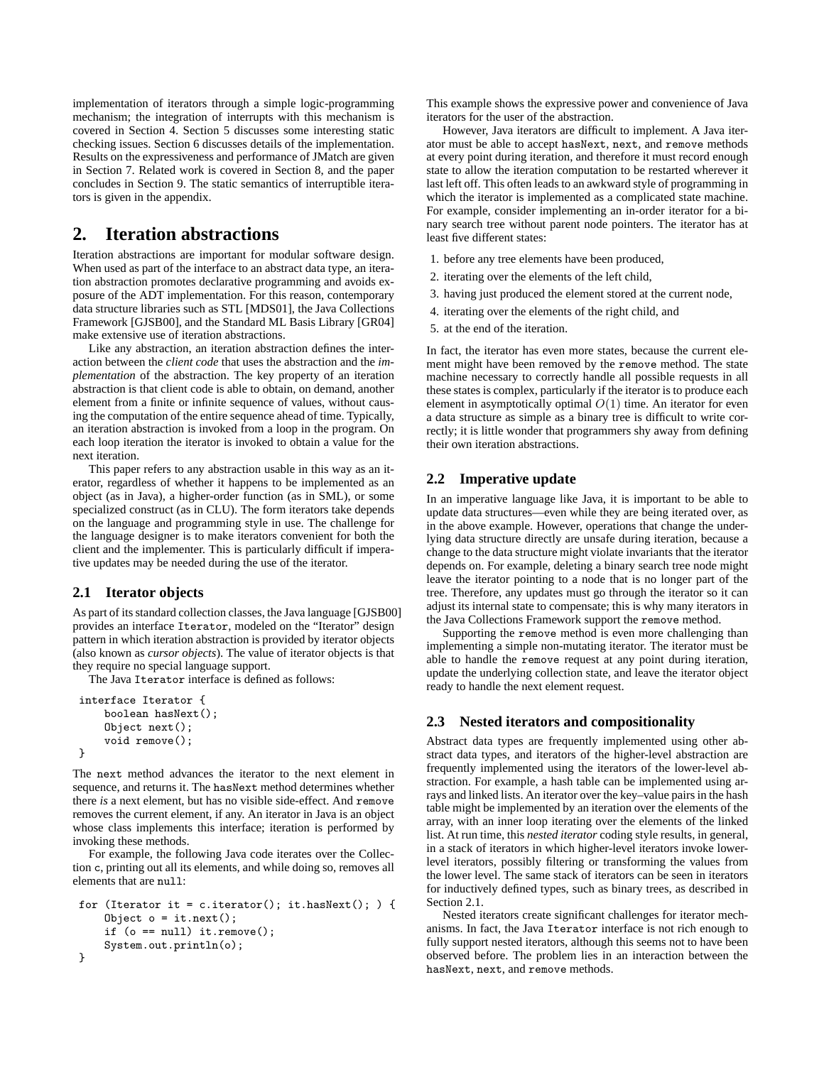implementation of iterators through a simple logic-programming mechanism; the integration of interrupts with this mechanism is covered in Section 4. Section 5 discusses some interesting static checking issues. Section 6 discusses details of the implementation. Results on the expressiveness and performance of JMatch are given in Section 7. Related work is covered in Section 8, and the paper concludes in Section 9. The static semantics of interruptible iterators is given in the appendix.

# 2. Iteration abstractions

Iteration abstractions are important for modular software design. When used as part of the interface to an abstract data type, an iteration abstraction promotes declarative programming and avoids exposure of the ADT implementation. For this reason, contemporary data structure libraries such as STL [MDS01], the Java Collections Framework [GJSB00], and the Standard ML Basis Library [GR04] make extensive use of iteration abstractions.

Like any abstraction, an iteration abstraction defines the interaction between the *client code* that uses the abstraction and the *implementation* of the abstraction. The key property of an iteration abstraction is that client code is able to obtain, on demand, another element from a finite or infinite sequence of values, without causing the computation of the entire sequence ahead of time. Typically, an iteration abstraction is invoked from a loop in the program. On each loop iteration the iterator is invoked to obtain a value for the next iteration.

This paper refers to any abstraction usable in this way as an iterator, regardless of whether it happens to be implemented as an object (as in Java), a higher-order function (as in SML), or some specialized construct (as in CLU). The form iterators take depends on the language and programming style in use. The challenge for the language designer is to make iterators convenient for both the client and the implementer. This is particularly difficult if imperative updates may be needed during the use of the iterator.

## 2.1 Iterator objects

As part of its standard collection classes, the Java language [GJSB00] provides an interface `Iterator`, modeled on the "Iterator" design pattern in which iteration abstraction is provided by iterator objects (also known as *cursor objects*). The value of iterator objects is that they require no special language support.

The Java `Iterator` interface is defined as follows:

```
interface Iterator {
    boolean hasNext();
    Object next();
    void remove();
}
```

The `next` method advances the iterator to the next element in sequence, and returns it. The `hasNext` method determines whether there *is* a next element, but has no visible side-effect. And `remove` removes the current element, if any. An iterator in Java is an object whose class implements this interface; iteration is performed by invoking these methods.

For example, the following Java code iterates over the Collection `c`, printing out all its elements, and while doing so, removes all elements that are `null`:

```
for (Iterator it = c.iterator(); it.hasNext(); ) {
    Object o = it.next();
    if (o == null) it.remove();
    System.out.println(o);
}
```

This example shows the expressive power and convenience of Java iterators for the user of the abstraction.

However, Java iterators are difficult to implement. A Java iterator must be able to accept `hasNext`, `next`, and `remove` methods at every point during iteration, and therefore it must record enough state to allow the iteration computation to be restarted wherever it last left off. This often leads to an awkward style of programming in which the iterator is implemented as a complicated state machine. For example, consider implementing an in-order iterator for a binary search tree without parent node pointers. The iterator has at least five different states:

1. before any tree elements have been produced,
2. iterating over the elements of the left child,
3. having just produced the element stored at the current node,
4. iterating over the elements of the right child, and
5. at the end of the iteration.

In fact, the iterator has even more states, because the current element might have been removed by the `remove` method. The state machine necessary to correctly handle all possible requests in all these states is complex, particularly if the iterator is to produce each element in asymptotically optimal $O(1)$ time. An iterator for even a data structure as simple as a binary tree is difficult to write correctly; it is little wonder that programmers shy away from defining their own iteration abstractions.

## 2.2 Imperative update

In an imperative language like Java, it is important to be able to update data structures—even while they are being iterated over, as in the above example. However, operations that change the underlying data structure directly are unsafe during iteration, because a change to the data structure might violate invariants that the iterator depends on. For example, deleting a binary search tree node might leave the iterator pointing to a node that is no longer part of the tree. Therefore, any updates must go through the iterator so it can adjust its internal state to compensate; this is why many iterators in the Java Collections Framework support the `remove` method.

Supporting the `remove` method is even more challenging than implementing a simple non-mutating iterator. The iterator must be able to handle the `remove` request at any point during iteration, update the underlying collection state, and leave the iterator object ready to handle the next element request.

## 2.3 Nested iterators and compositionality

Abstract data types are frequently implemented using other abstract data types, and iterators of the higher-level abstraction are frequently implemented using the iterators of the lower-level abstraction. For example, a hash table can be implemented using arrays and linked lists. An iterator over the key–value pairs in the hash table might be implemented by an iteration over the elements of the array, with an inner loop iterating over the elements of the linked list. At run time, this *nested iterator* coding style results, in general, in a stack of iterators in which higher-level iterators invoke lower-level iterators, possibly filtering or transforming the values from the lower level. The same stack of iterators can be seen in iterators for inductively defined types, such as binary trees, as described in Section 2.1.

Nested iterators create significant challenges for iterator mechanisms. In fact, the Java `Iterator` interface is not rich enough to fully support nested iterators, although this seems not to have been observed before. The problem lies in an interaction between the `hasNext`, `next`, and `remove` methods.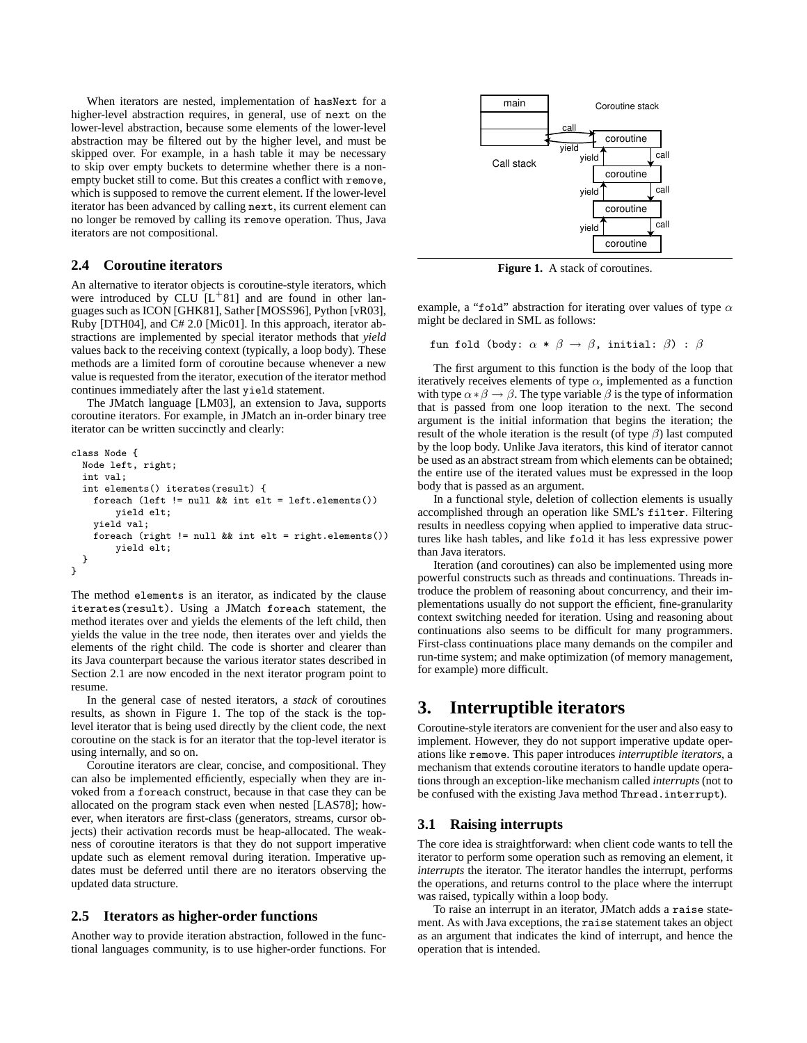When iterators are nested, implementation of `hasNext` for a higher-level abstraction requires, in general, use of `next` on the lower-level abstraction, because some elements of the lower-level abstraction may be filtered out by the higher level, and must be skipped over. For example, in a hash table it may be necessary to skip over empty buckets to determine whether there is a non-empty bucket still to come. But this creates a conflict with `remove`, which is supposed to remove the current element. If the lower-level iterator has been advanced by calling `next`, its current element can no longer be removed by calling its `remove` operation. Thus, Java iterators are not compositional.

### 2.4 Coroutine iterators

An alternative to iterator objects is coroutine-style iterators, which were introduced by CLU [L+81] and are found in other languages such as ICON [GHK81], Sather [MOSS96], Python [vR03], Ruby [DTH04], and C# 2.0 [Mic01]. In this approach, iterator abstractions are implemented by special iterator methods that *yield* values back to the receiving context (typically, a loop body). These methods are a limited form of coroutine because whenever a new value is requested from the iterator, execution of the iterator method continues immediately after the last `yield` statement.

The JMatch language [LM03], an extension to Java, supports coroutine iterators. For example, in JMatch an in-order binary tree iterator can be written succinctly and clearly:

```
class Node {
  Node left, right;
  int val;
  int elements() iterates(result) {
    foreach (left != null && int elt = left.elements())
        yield elt;
    yield val;
    foreach (right != null && int elt = right.elements())
        yield elt;
  }
}
```

The method `elements` is an iterator, as indicated by the clause `iterates(result)`. Using a JMatch `foreach` statement, the method iterates over and yields the elements of the left child, then yields the value in the tree node, then iterates over and yields the elements of the right child. The code is shorter and clearer than its Java counterpart because the various iterator states described in Section 2.1 are now encoded in the next iterator program point to resume.

In the general case of nested iterators, a *stack* of coroutines results, as shown in Figure 1. The top of the stack is the top-level iterator that is being used directly by the client code, the next coroutine on the stack is for an iterator that the top-level iterator is using internally, and so on.

main

Call stack

Coroutine stack

call

yield

coroutine

coroutine

coroutine

coroutine

**Figure 1.** A stack of coroutines.

Coroutine iterators are clear, concise, and compositional. They can also be implemented efficiently, especially when they are invoked from a `foreach` construct, because in that case they can be allocated on the program stack even when nested [LAS78]; however, when iterators are first-class (generators, streams, cursor objects) their activation records must be heap-allocated. The weakness of coroutine iterators is that they do not support imperative update such as element removal during iteration. Imperative updates must be deferred until there are no iterators observing the updated data structure.

### 2.5 Iterators as higher-order functions

Another way to provide iteration abstraction, followed in the functional languages community, is to use higher-order functions. For example, a "`fold`" abstraction for iterating over values of type $\alpha$ might be declared in SML as follows:

$$\texttt{fun fold (body: } \alpha * \beta \rightarrow \beta\texttt{, initial: } \beta\texttt{) : } \beta$$

The first argument to this function is the body of the loop that iteratively receives elements of type $\alpha$, implemented as a function with type $\alpha * \beta \rightarrow \beta$. The type variable $\beta$ is the type of information that is passed from one loop iteration to the next. The second argument is the initial information that begins the iteration; the result of the whole iteration is the result (of type $\beta$) last computed by the loop body. Unlike Java iterators, this kind of iterator cannot be used as an abstract stream from which elements can be obtained; the entire use of the iterated values must be expressed in the loop body that is passed as an argument.

In a functional style, deletion of collection elements is usually accomplished through an operation like SML's `filter`. Filtering results in needless copying when applied to imperative data structures like hash tables, and like `fold` it has less expressive power than Java iterators.

Iteration (and coroutines) can also be implemented using more powerful constructs such as threads and continuations. Threads introduce the problem of reasoning about concurrency, and their implementations usually do not support the efficient, fine-granularity context switching needed for iteration. Using and reasoning about continuations also seems to be difficult for many programmers. First-class continuations place many demands on the compiler and run-time system; and make optimization (of memory management, for example) more difficult.

## 3. Interruptible iterators

Coroutine-style iterators are convenient for the user and also easy to implement. However, they do not support imperative update operations like `remove`. This paper introduces *interruptible iterators*, a mechanism that extends coroutine iterators to handle update operations through an exception-like mechanism called *interrupts* (not to be confused with the existing Java method `Thread.interrupt`).

### 3.1 Raising interrupts

The core idea is straightforward: when client code wants to tell the iterator to perform some operation such as removing an element, it *interrupts* the iterator. The iterator handles the interrupt, performs the operations, and returns control to the place where the interrupt was raised, typically within a loop body.

To raise an interrupt in an iterator, JMatch adds a `raise` statement. As with Java exceptions, the `raise` statement takes an object as an argument that indicates the kind of interrupt, and hence the operation that is intended.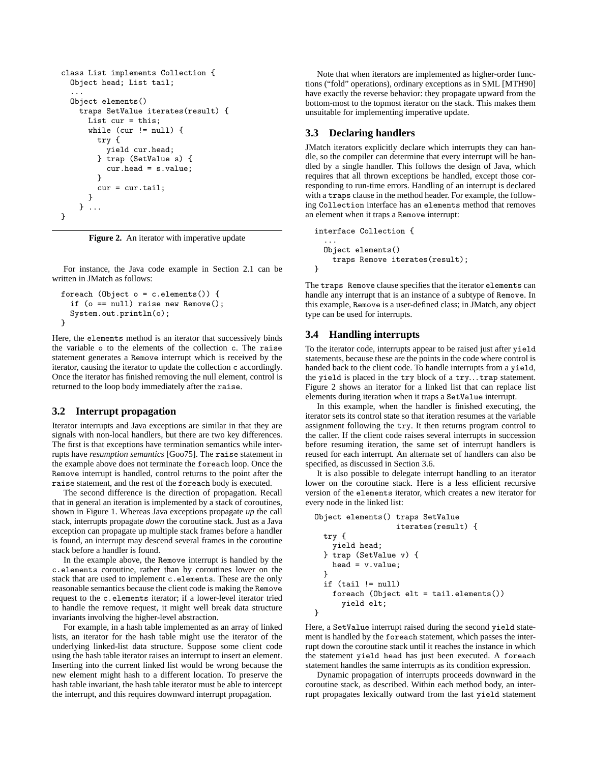```
class List implements Collection {
  Object head; List tail;
  ...
  Object elements()
    traps SetValue iterates(result) {
      List cur = this;
      while (cur != null) {
        try {
          yield cur.head;
        } trap (SetValue s) {
          cur.head = s.value;
        }
        cur = cur.tail;
      }
    } ...
}
```

**Figure 2.** An iterator with imperative update

For instance, the Java code example in Section 2.1 can be written in JMatch as follows:

```
foreach (Object o = c.elements()) {
  if (o == null) raise new Remove();
  System.out.println(o);
}
```

Here, the elements method is an iterator that successively binds the variable o to the elements of the collection c. The raise statement generates a Remove interrupt which is received by the iterator, causing the iterator to update the collection c accordingly. Once the iterator has finished removing the null element, control is returned to the loop body immediately after the raise.

### 3.2 Interrupt propagation

Iterator interrupts and Java exceptions are similar in that they are signals with non-local handlers, but there are two key differences. The first is that exceptions have termination semantics while interrupts have *resumption semantics* [Goo75]. The raise statement in the example above does not terminate the foreach loop. Once the Remove interrupt is handled, control returns to the point after the raise statement, and the rest of the foreach body is executed.

The second difference is the direction of propagation. Recall that in general an iteration is implemented by a stack of coroutines, shown in Figure 1. Whereas Java exceptions propagate *up* the call stack, interrupts propagate *down* the coroutine stack. Just as a Java exception can propagate up multiple stack frames before a handler is found, an interrupt may descend several frames in the coroutine stack before a handler is found.

In the example above, the Remove interrupt is handled by the c.elements coroutine, rather than by coroutines lower on the stack that are used to implement c.elements. These are the only reasonable semantics because the client code is making the Remove request to the c.elements iterator; if a lower-level iterator tried to handle the remove request, it might well break data structure invariants involving the higher-level abstraction.

For example, in a hash table implemented as an array of linked lists, an iterator for the hash table might use the iterator of the underlying linked-list data structure. Suppose some client code using the hash table iterator raises an interrupt to insert an element. Inserting into the current linked list would be wrong because the new element might hash to a different location. To preserve the hash table invariant, the hash table iterator must be able to intercept the interrupt, and this requires downward interrupt propagation.

Note that when iterators are implemented as higher-order functions ("fold" operations), ordinary exceptions as in SML [MTH90] have exactly the reverse behavior: they propagate upward from the bottom-most to the topmost iterator on the stack. This makes them unsuitable for implementing imperative update.

### 3.3 Declaring handlers

JMatch iterators explicitly declare which interrupts they can handle, so the compiler can determine that every interrupt will be handled by a single handler. This follows the design of Java, which requires that all thrown exceptions be handled, except those corresponding to run-time errors. Handling of an interrupt is declared with a traps clause in the method header. For example, the following Collection interface has an elements method that removes an element when it traps a Remove interrupt:

```
interface Collection {
  ...
  Object elements()
    traps Remove iterates(result);
}
```

The traps Remove clause specifies that the iterator elements can handle any interrupt that is an instance of a subtype of Remove. In this example, Remove is a user-defined class; in JMatch, any object type can be used for interrupts.

### 3.4 Handling interrupts

To the iterator code, interrupts appear to be raised just after yield statements, because these are the points in the code where control is handed back to the client code. To handle interrupts from a yield, the yield is placed in the try block of a try...trap statement. Figure 2 shows an iterator for a linked list that can replace list elements during iteration when it traps a SetValue interrupt.

In this example, when the handler is finished executing, the iterator sets its control state so that iteration resumes at the variable assignment following the try. It then returns program control to the caller. If the client code raises several interrupts in succession before resuming iteration, the same set of interrupt handlers is reused for each interrupt. An alternate set of handlers can also be specified, as discussed in Section 3.6.

It is also possible to delegate interrupt handling to an iterator lower on the coroutine stack. Here is a less efficient recursive version of the elements iterator, which creates a new iterator for every node in the linked list:

```
Object elements() traps SetValue
                  iterates(result) {
  try {
    yield head;
  } trap (SetValue v) {
    head = v.value;
  }
  if (tail != null)
    foreach (Object elt = tail.elements())
      yield elt;
}
```

Here, a SetValue interrupt raised during the second yield statement is handled by the foreach statement, which passes the interrupt down the coroutine stack until it reaches the instance in which the statement yield head has just been executed. A foreach statement handles the same interrupts as its condition expression.

Dynamic propagation of interrupts proceeds downward in the coroutine stack, as described. Within each method body, an interrupt propagates lexically outward from the last yield statement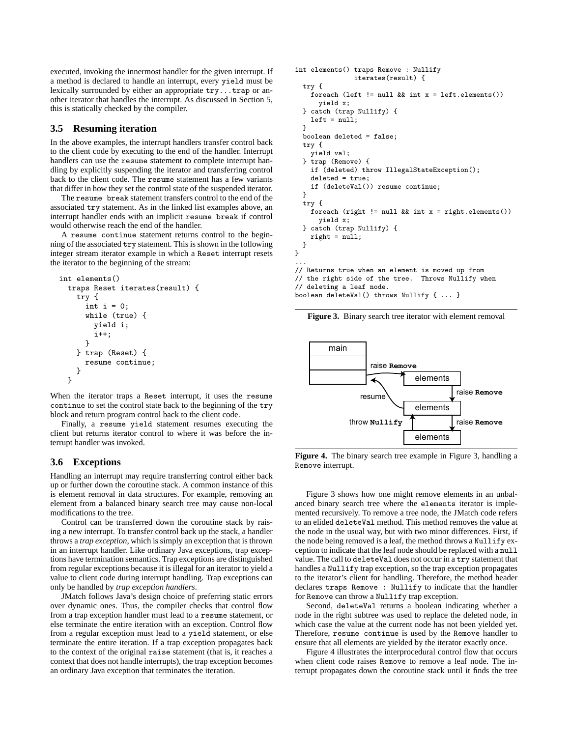executed, invoking the innermost handler for the given interrupt. If a method is declared to handle an interrupt, every `yield` must be lexically surrounded by either an appropriate `try...trap` or another iterator that handles the interrupt. As discussed in Section 5, this is statically checked by the compiler.

### 3.5 Resuming iteration

In the above examples, the interrupt handlers transfer control back to the client code by executing to the end of the handler. Interrupt handlers can use the `resume` statement to complete interrupt handling by explicitly suspending the iterator and transferring control back to the client code. The `resume` statement has a few variants that differ in how they set the control state of the suspended iterator.

The `resume break` statement transfers control to the end of the associated `try` statement. As in the linked list examples above, an interrupt handler ends with an implicit `resume break` if control would otherwise reach the end of the handler.

A `resume continue` statement returns control to the beginning of the associated `try` statement. This is shown in the following integer stream iterator example in which a `Reset` interrupt resets the iterator to the beginning of the stream:

```
int elements()
  traps Reset iterates(result) {
    try {
      int i = 0;
      while (true) {
        yield i;
        i++;
      }
    } trap (Reset) {
      resume continue;
    }
  }
```

When the iterator traps a `Reset` interrupt, it uses the `resume continue` to set the control state back to the beginning of the `try` block and return program control back to the client code.

Finally, a `resume yield` statement resumes executing the client but returns iterator control to where it was before the interrupt handler was invoked.

### 3.6 Exceptions

Handling an interrupt may require transferring control either back up or further down the coroutine stack. A common instance of this is element removal in data structures. For example, removing an element from a balanced binary search tree may cause non-local modifications to the tree.

Control can be transferred down the coroutine stack by raising a new interrupt. To transfer control back up the stack, a handler throws a *trap exception*, which is simply an exception that is thrown in an interrupt handler. Like ordinary Java exceptions, trap exceptions have termination semantics. Trap exceptions are distinguished from regular exceptions because it is illegal for an iterator to yield a value to client code during interrupt handling. Trap exceptions can only be handled by *trap exception handlers*.

JMatch follows Java's design choice of preferring static errors over dynamic ones. Thus, the compiler checks that control flow from a trap exception handler must lead to a `resume` statement, or else terminate the entire iteration with an exception. Control flow from a regular exception must lead to a `yield` statement, or else terminate the entire iteration. If a trap exception propagates back to the context of the original `raise` statement (that is, it reaches a context that does not handle interrupts), the trap exception becomes an ordinary Java exception that terminates the iteration.

```
int elements() traps Remove : Nullify
               iterates(result) {
  try {
    foreach (left != null && int x = left.elements())
      yield x;
  } catch (trap Nullify) {
    left = null;
  }
  boolean deleted = false;
  try {
    yield val;
  } trap (Remove) {
    if (deleted) throw IllegalStateException();
    deleted = true;
    if (deleteVal()) resume continue;
  }
  try {
    foreach (right != null && int x = right.elements())
      yield x;
  } catch (trap Nullify) {
    right = null;
  }
}
...
// Returns true when an element is moved up from
// the right side of the tree.  Throws Nullify when
// deleting a leaf node.
boolean deleteVal() throws Nullify { ... }
```

**Figure 3.** Binary search tree iterator with element removal

main

raise **Remove**

elements

resume

raise **Remove**

elements

throw **Nullify**

raise **Remove**

elements

**Figure 4.** The binary search tree example in Figure 3, handling a `Remove` interrupt.

Figure 3 shows how one might remove elements in an unbalanced binary search tree where the `elements` iterator is implemented recursively. To remove a tree node, the JMatch code refers to an elided `deleteVal` method. This method removes the value at the node in the usual way, but with two minor differences. First, if the node being removed is a leaf, the method throws a `Nullify` exception to indicate that the leaf node should be replaced with a `null` value. The call to `deleteVal` does not occur in a `try` statement that handles a `Nullify` trap exception, so the trap exception propagates to the iterator's client for handling. Therefore, the method header declares `traps Remove : Nullify` to indicate that the handler for `Remove` can throw a `Nullify` trap exception.

Second, `deleteVal` returns a boolean indicating whether a node in the right subtree was used to replace the deleted node, in which case the value at the current node has not been yielded yet. Therefore, `resume continue` is used by the `Remove` handler to ensure that all elements are yielded by the iterator exactly once.

Figure 4 illustrates the interprocedural control flow that occurs when client code raises `Remove` to remove a leaf node. The interrupt propagates down the coroutine stack until it finds the tree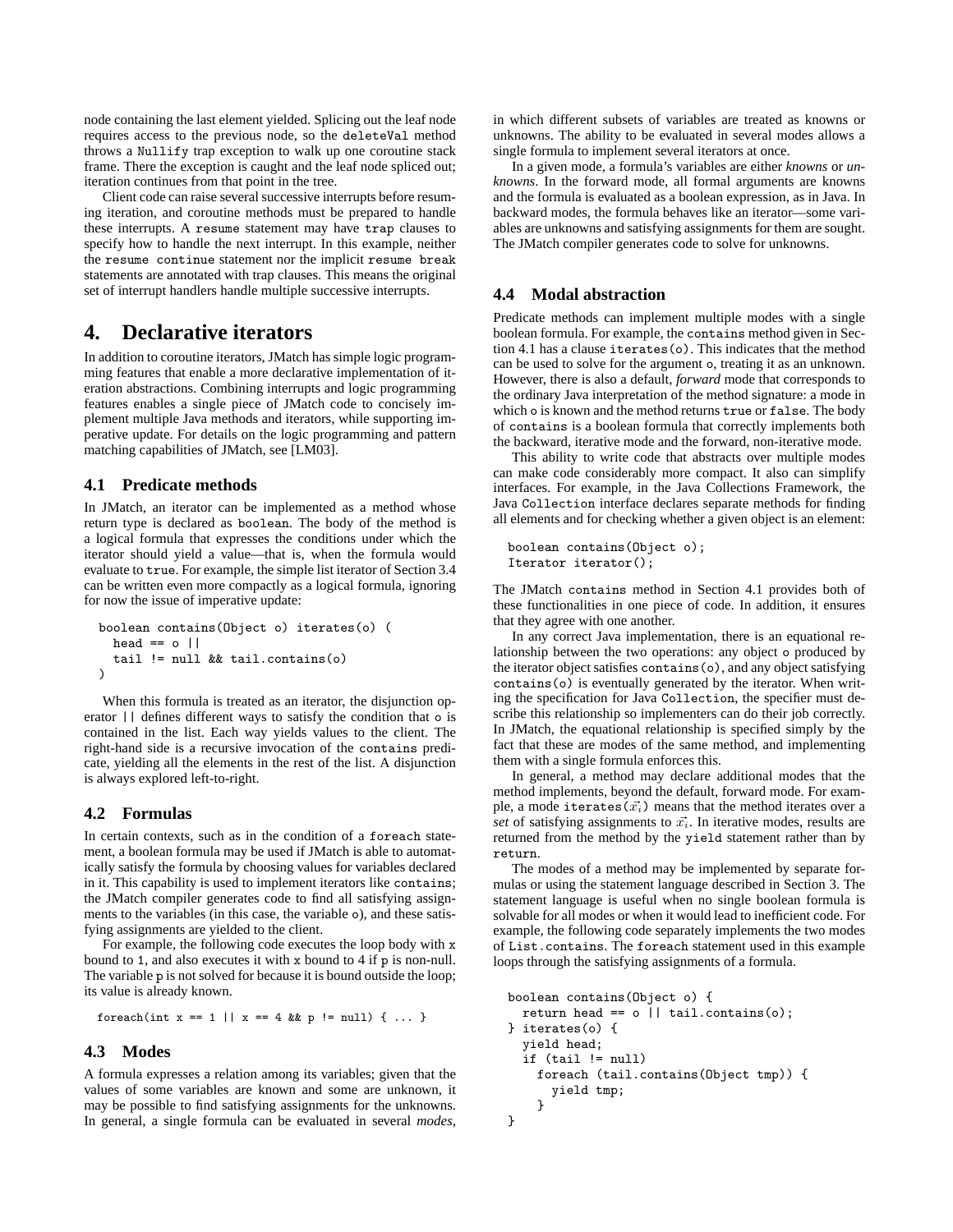node containing the last element yielded. Splicing out the leaf node requires access to the previous node, so the `deleteVal` method throws a `Nullify` trap exception to walk up one coroutine stack frame. There the exception is caught and the leaf node spliced out; iteration continues from that point in the tree.

Client code can raise several successive interrupts before resuming iteration, and coroutine methods must be prepared to handle these interrupts. A `resume` statement may have `trap` clauses to specify how to handle the next interrupt. In this example, neither the `resume continue` statement nor the implicit `resume break` statements are annotated with trap clauses. This means the original set of interrupt handlers handle multiple successive interrupts.

# 4. Declarative iterators

In addition to coroutine iterators, JMatch has simple logic programming features that enable a more declarative implementation of iteration abstractions. Combining interrupts and logic programming features enables a single piece of JMatch code to concisely implement multiple Java methods and iterators, while supporting imperative update. For details on the logic programming and pattern matching capabilities of JMatch, see [LM03].

## 4.1 Predicate methods

In JMatch, an iterator can be implemented as a method whose return type is declared as `boolean`. The body of the method is a logical formula that expresses the conditions under which the iterator should yield a value—that is, when the formula would evaluate to `true`. For example, the simple list iterator of Section 3.4 can be written even more compactly as a logical formula, ignoring for now the issue of imperative update:

```
boolean contains(Object o) iterates(o) (
  head == o ||
  tail != null && tail.contains(o)
)
```

When this formula is treated as an iterator, the disjunction operator `||` defines different ways to satisfy the condition that `o` is contained in the list. Each way yields values to the client. The right-hand side is a recursive invocation of the `contains` predicate, yielding all the elements in the rest of the list. A disjunction is always explored left-to-right.

## 4.2 Formulas

In certain contexts, such as in the condition of a `foreach` statement, a boolean formula may be used if JMatch is able to automatically satisfy the formula by choosing values for variables declared in it. This capability is used to implement iterators like `contains`; the JMatch compiler generates code to find all satisfying assignments to the variables (in this case, the variable `o`), and these satisfying assignments are yielded to the client.

For example, the following code executes the loop body with `x` bound to 1, and also executes it with `x` bound to 4 if `p` is non-null. The variable `p` is not solved for because it is bound outside the loop; its value is already known.

```
foreach(int x == 1 || x == 4 && p != null) { ... }
```

## 4.3 Modes

A formula expresses a relation among its variables; given that the values of some variables are known and some are unknown, it may be possible to find satisfying assignments for the unknowns. In general, a single formula can be evaluated in several *modes*, in which different subsets of variables are treated as knowns or unknowns. The ability to be evaluated in several modes allows a single formula to implement several iterators at once.

In a given mode, a formula's variables are either *knowns* or *unknowns*. In the forward mode, all formal arguments are knowns and the formula is evaluated as a boolean expression, as in Java. In backward modes, the formula behaves like an iterator—some variables are unknowns and satisfying assignments for them are sought. The JMatch compiler generates code to solve for unknowns.

## 4.4 Modal abstraction

Predicate methods can implement multiple modes with a single boolean formula. For example, the `contains` method given in Section 4.1 has a clause `iterates(o)`. This indicates that the method can be used to solve for the argument `o`, treating it as an unknown. However, there is also a default, *forward* mode that corresponds to the ordinary Java interpretation of the method signature: a mode in which `o` is known and the method returns `true` or `false`. The body of `contains` is a boolean formula that correctly implements both the backward, iterative mode and the forward, non-iterative mode.

This ability to write code that abstracts over multiple modes can make code considerably more compact. It also can simplify interfaces. For example, in the Java Collections Framework, the Java `Collection` interface declares separate methods for finding all elements and for checking whether a given object is an element:

```
boolean contains(Object o);
Iterator iterator();
```

The JMatch `contains` method in Section 4.1 provides both of these functionalities in one piece of code. In addition, it ensures that they agree with one another.

In any correct Java implementation, there is an equational relationship between the two operations: any object `o` produced by the iterator object satisfies `contains(o)`, and any object satisfying `contains(o)` is eventually generated by the iterator. When writing the specification for Java `Collection`, the specifier must describe this relationship so implementers can do their job correctly. In JMatch, the equational relationship is specified simply by the fact that these are modes of the same method, and implementing them with a single formula enforces this.

In general, a method may declare additional modes that the method implements, beyond the default, forward mode. For example, a mode `iterates`$(\vec{x_i})$ means that the method iterates over a *set* of satisfying assignments to $\vec{x_i}$. In iterative modes, results are returned from the method by the `yield` statement rather than by `return`.

The modes of a method may be implemented by separate formulas or using the statement language described in Section 3. The statement language is useful when no single boolean formula is solvable for all modes or when it would lead to inefficient code. For example, the following code separately implements the two modes of `List.contains`. The `foreach` statement used in this example loops through the satisfying assignments of a formula.

```
boolean contains(Object o) {
  return head == o || tail.contains(o);
} iterates(o) {
  yield head;
  if (tail != null)
    foreach (tail.contains(Object tmp)) {
      yield tmp;
    }
}
```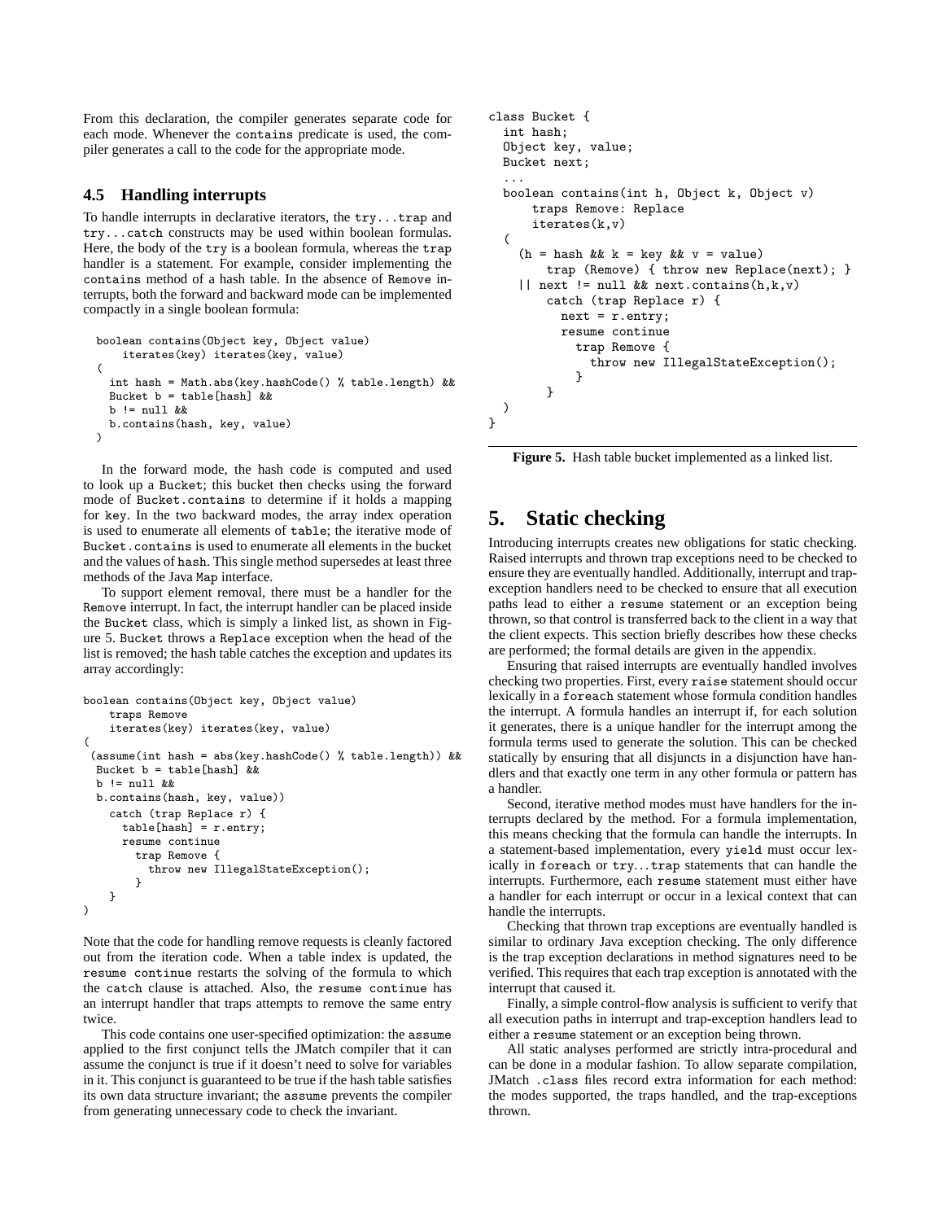From this declaration, the compiler generates separate code for each mode. Whenever the `contains` predicate is used, the compiler generates a call to the code for the appropriate mode.

### 4.5 Handling interrupts

To handle interrupts in declarative iterators, the `try...trap` and `try...catch` constructs may be used within boolean formulas. Here, the body of the `try` is a boolean formula, whereas the `trap` handler is a statement. For example, consider implementing the `contains` method of a hash table. In the absence of `Remove` interrupts, both the forward and backward mode can be implemented compactly in a single boolean formula:

```
boolean contains(Object key, Object value)
    iterates(key) iterates(key, value)
(
  int hash = Math.abs(key.hashCode() % table.length) &&
  Bucket b = table[hash] &&
  b != null &&
  b.contains(hash, key, value)
)
```

In the forward mode, the hash code is computed and used to look up a `Bucket`; this bucket then checks using the forward mode of `Bucket.contains` to determine if it holds a mapping for `key`. In the two backward modes, the array index operation is used to enumerate all elements of `table`; the iterative mode of `Bucket.contains` is used to enumerate all elements in the bucket and the values of `hash`. This single method supersedes at least three methods of the Java `Map` interface.

To support element removal, there must be a handler for the `Remove` interrupt. In fact, the interrupt handler can be placed inside the `Bucket` class, which is simply a linked list, as shown in Figure 5. `Bucket` throws a `Replace` exception when the head of the list is removed; the hash table catches the exception and updates its array accordingly:

```
boolean contains(Object key, Object value)
    traps Remove
    iterates(key) iterates(key, value)
(
 (assume(int hash = abs(key.hashCode() % table.length)) &&
  Bucket b = table[hash] &&
  b != null &&
  b.contains(hash, key, value))
    catch (trap Replace r) {
      table[hash] = r.entry;
      resume continue
        trap Remove {
          throw new IllegalStateException();
        }
    }
)
```

Note that the code for handling remove requests is cleanly factored out from the iteration code. When a table index is updated, the `resume continue` restarts the solving of the formula to which the `catch` clause is attached. Also, the `resume continue` has an interrupt handler that traps attempts to remove the same entry twice.

This code contains one user-specified optimization: the `assume` applied to the first conjunct tells the JMatch compiler that it can assume the conjunct is true if it doesn't need to solve for variables in it. This conjunct is guaranteed to be true if the hash table satisfies its own data structure invariant; the `assume` prevents the compiler from generating unnecessary code to check the invariant.

```
class Bucket {
  int hash;
  Object key, value;
  Bucket next;
  ...
  boolean contains(int h, Object k, Object v)
      traps Remove: Replace
      iterates(k,v)
  (
    (h = hash && k = key && v = value)
        trap (Remove) { throw new Replace(next); }
    || next != null && next.contains(h,k,v)
        catch (trap Replace r) {
          next = r.entry;
          resume continue
            trap Remove {
              throw new IllegalStateException();
            }
        }
  )
}
```

**Figure 5.** Hash table bucket implemented as a linked list.

## 5. Static checking

Introducing interrupts creates new obligations for static checking. Raised interrupts and thrown trap exceptions need to be checked to ensure they are eventually handled. Additionally, interrupt and trap-exception handlers need to be checked to ensure that all execution paths lead to either a `resume` statement or an exception being thrown, so that control is transferred back to the client in a way that the client expects. This section briefly describes how these checks are performed; the formal details are given in the appendix.

Ensuring that raised interrupts are eventually handled involves checking two properties. First, every `raise` statement should occur lexically in a `foreach` statement whose formula condition handles the interrupt. A formula handles an interrupt if, for each solution it generates, there is a unique handler for the interrupt among the formula terms used to generate the solution. This can be checked statically by ensuring that all disjuncts in a disjunction have handlers and that exactly one term in any other formula or pattern has a handler.

Second, iterative method modes must have handlers for the interrupts declared by the method. For a formula implementation, this means checking that the formula can handle the interrupts. In a statement-based implementation, every `yield` must occur lexically in `foreach` or `try...trap` statements that can handle the interrupts. Furthermore, each `resume` statement must either have a handler for each interrupt or occur in a lexical context that can handle the interrupts.

Checking that thrown trap exceptions are eventually handled is similar to ordinary Java exception checking. The only difference is the trap exception declarations in method signatures need to be verified. This requires that each trap exception is annotated with the interrupt that caused it.

Finally, a simple control-flow analysis is sufficient to verify that all execution paths in interrupt and trap-exception handlers lead to either a `resume` statement or an exception being thrown.

All static analyses performed are strictly intra-procedural and can be done in a modular fashion. To allow separate compilation, JMatch `.class` files record extra information for each method: the modes supported, the traps handled, and the trap-exceptions thrown.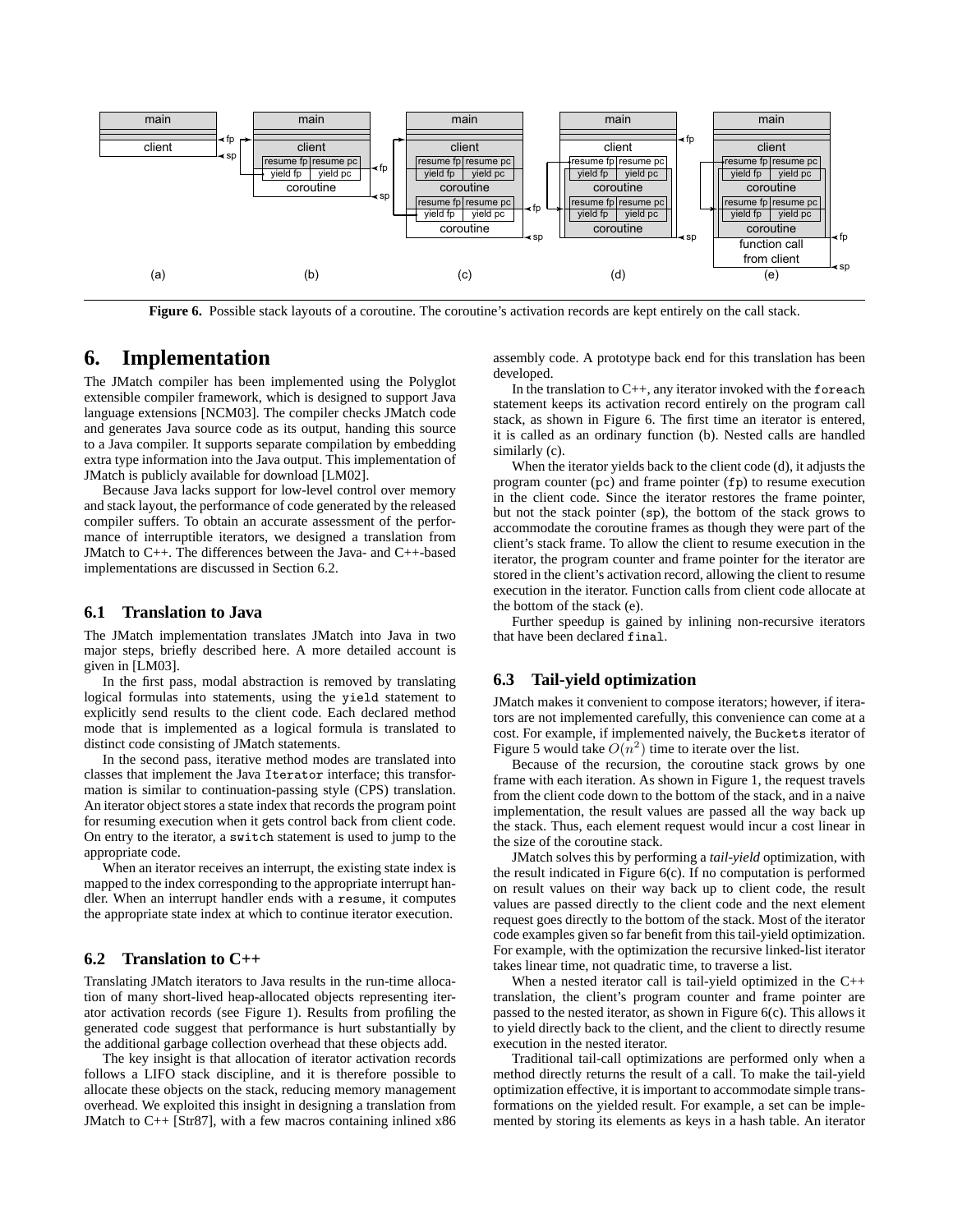Figure 6. Possible stack layouts of a coroutine. The coroutine's activation records are kept entirely on the call stack.

# 6. Implementation

The JMatch compiler has been implemented using the Polyglot extensible compiler framework, which is designed to support Java language extensions [NCM03]. The compiler checks JMatch code and generates Java source code as its output, handing this source to a Java compiler. It supports separate compilation by embedding extra type information into the Java output. This implementation of JMatch is publicly available for download [LM02].

Because Java lacks support for low-level control over memory and stack layout, the performance of code generated by the released compiler suffers. To obtain an accurate assessment of the performance of interruptible iterators, we designed a translation from JMatch to C++. The differences between the Java- and C++-based implementations are discussed in Section 6.2.

## 6.1 Translation to Java

The JMatch implementation translates JMatch into Java in two major steps, briefly described here. A more detailed account is given in [LM03].

In the first pass, modal abstraction is removed by translating logical formulas into statements, using the `yield` statement to explicitly send results to the client code. Each declared method mode that is implemented as a logical formula is translated to distinct code consisting of JMatch statements.

In the second pass, iterative method modes are translated into classes that implement the Java `Iterator` interface; this transformation is similar to continuation-passing style (CPS) translation. An iterator object stores a state index that records the program point for resuming execution when it gets control back from client code. On entry to the iterator, a `switch` statement is used to jump to the appropriate code.

When an iterator receives an interrupt, the existing state index is mapped to the index corresponding to the appropriate interrupt handler. When an interrupt handler ends with a `resume`, it computes the appropriate state index at which to continue iterator execution.

## 6.2 Translation to C++

Translating JMatch iterators to Java results in the run-time allocation of many short-lived heap-allocated objects representing iterator activation records (see Figure 1). Results from profiling the generated code suggest that performance is hurt substantially by the additional garbage collection overhead that these objects add.

The key insight is that allocation of iterator activation records follows a LIFO stack discipline, and it is therefore possible to allocate these objects on the stack, reducing memory management overhead. We exploited this insight in designing a translation from JMatch to C++ [Str87], with a few macros containing inlined x86 assembly code. A prototype back end for this translation has been developed.

In the translation to C++, any iterator invoked with the `foreach` statement keeps its activation record entirely on the program call stack, as shown in Figure 6. The first time an iterator is entered, it is called as an ordinary function (b). Nested calls are handled similarly (c).

When the iterator yields back to the client code (d), it adjusts the program counter (`pc`) and frame pointer (`fp`) to resume execution in the client code. Since the iterator restores the frame pointer, but not the stack pointer (`sp`), the bottom of the stack grows to accommodate the coroutine frames as though they were part of the client's stack frame. To allow the client to resume execution in the iterator, the program counter and frame pointer for the iterator are stored in the client's activation record, allowing the client to resume execution in the iterator. Function calls from client code allocate at the bottom of the stack (e).

Further speedup is gained by inlining non-recursive iterators that have been declared `final`.

## 6.3 Tail-yield optimization

JMatch makes it convenient to compose iterators; however, if iterators are not implemented carefully, this convenience can come at a cost. For example, if implemented naively, the `Buckets` iterator of Figure 5 would take $O(n^2)$ time to iterate over the list.

Because of the recursion, the coroutine stack grows by one frame with each iteration. As shown in Figure 1, the request travels from the client code down to the bottom of the stack, and in a naive implementation, the result values are passed all the way back up the stack. Thus, each element request would incur a cost linear in the size of the coroutine stack.

JMatch solves this by performing a *tail-yield* optimization, with the result indicated in Figure 6(c). If no computation is performed on result values on their way back up to client code, the result values are passed directly to the client code and the next element request goes directly to the bottom of the stack. Most of the iterator code examples given so far benefit from this tail-yield optimization. For example, with the optimization the recursive linked-list iterator takes linear time, not quadratic time, to traverse a list.

When a nested iterator call is tail-yield optimized in the C++ translation, the client's program counter and frame pointer are passed to the nested iterator, as shown in Figure 6(c). This allows it to yield directly back to the client, and the client to directly resume execution in the nested iterator.

Traditional tail-call optimizations are performed only when a method directly returns the result of a call. To make the tail-yield optimization effective, it is important to accommodate simple transformations on the yielded result. For example, a set can be implemented by storing its elements as keys in a hash table. An iterator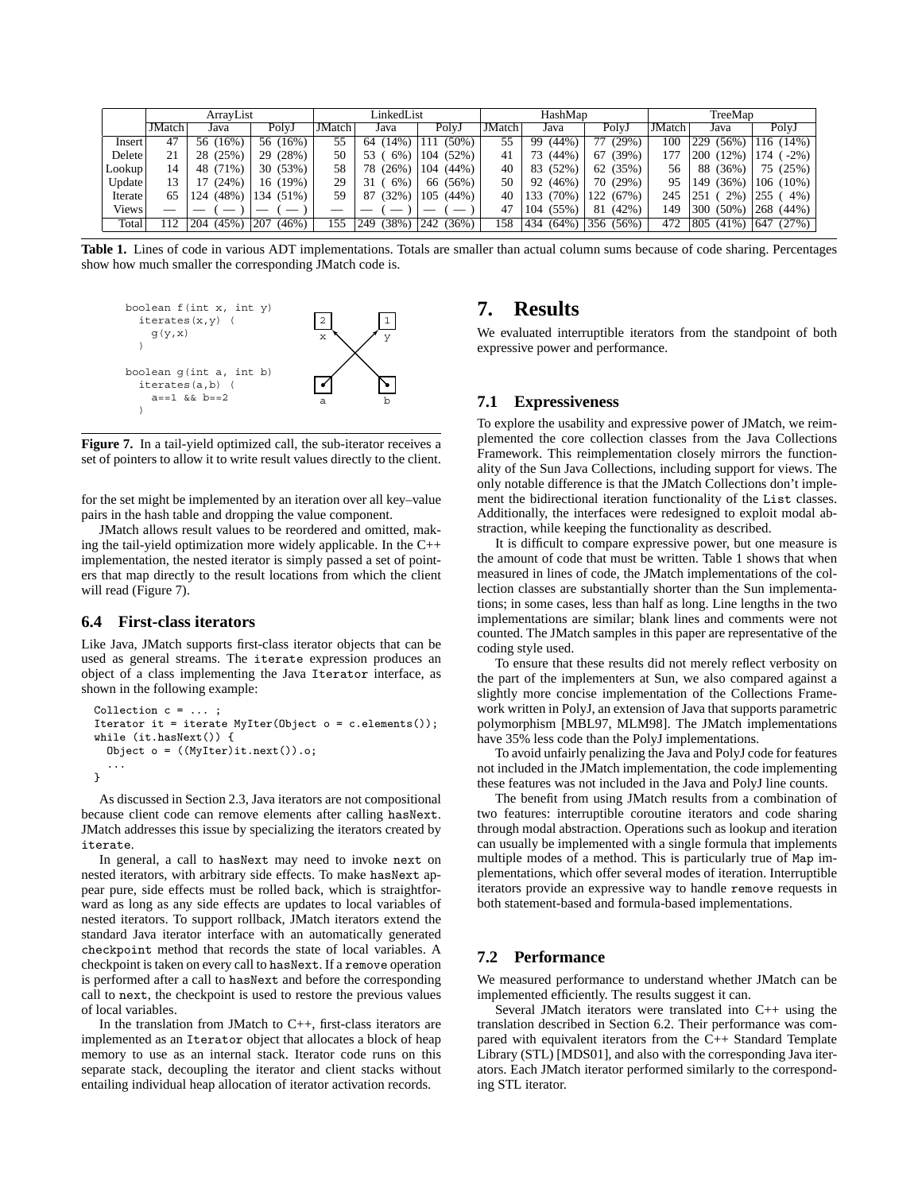| | ArrayList | | | LinkedList | | | HashMap | | | TreeMap | | |
|---|---|---|---|---|---|---|---|---|---|---|---|---|
| | JMatch | Java | PolyJ | JMatch | Java | PolyJ | JMatch | Java | PolyJ | JMatch | Java | PolyJ |
| Insert | 47 | 56 (16%) | 56 (16%) | 55 | 64 (14%) | 111 (50%) | 55 | 99 (44%) | 77 (29%) | 100 | 229 (56%) | 116 (14%) |
| Delete | 21 | 28 (25%) | 29 (28%) | 50 | 53 ( 6%) | 104 (52%) | 41 | 73 (44%) | 67 (39%) | 177 | 200 (12%) | 174 ( -2%) |
| Lookup | 14 | 48 (71%) | 30 (53%) | 58 | 78 (26%) | 104 (44%) | 40 | 83 (52%) | 62 (35%) | 56 | 88 (36%) | 75 (25%) |
| Update | 13 | 17 (24%) | 16 (19%) | 29 | 31 ( 6%) | 66 (56%) | 50 | 92 (46%) | 70 (29%) | 95 | 149 (36%) | 106 (10%) |
| Iterate | 65 | 124 (48%) | 134 (51%) | 59 | 87 (32%) | 105 (44%) | 40 | 133 (70%) | 122 (67%) | 245 | 251 ( 2%) | 255 ( 4%) |
| Views | — | — ( — ) | — ( — ) | — | — ( — ) | — ( — ) | 47 | 104 (55%) | 81 (42%) | 149 | 300 (50%) | 268 (44%) |
| Total | 112 | 204 (45%) | 207 (46%) | 155 | 249 (38%) | 242 (36%) | 158 | 434 (64%) | 356 (56%) | 472 | 805 (41%) | 647 (27%) |

**Table 1.** Lines of code in various ADT implementations. Totals are smaller than actual column sums because of code sharing. Percentages show how much smaller the corresponding JMatch code is.

```
boolean f(int x, int y)
  iterates(x,y) (
    g(y,x)
  )

boolean g(int a, int b)
  iterates(a,b) (
    a==1 && b==2
  )
```

**Figure 7.** In a tail-yield optimized call, the sub-iterator receives a set of pointers to allow it to write result values directly to the client.

for the set might be implemented by an iteration over all key–value pairs in the hash table and dropping the value component.

JMatch allows result values to be reordered and omitted, making the tail-yield optimization more widely applicable. In the C++ implementation, the nested iterator is simply passed a set of pointers that map directly to the result locations from which the client will read (Figure 7).

### 6.4 First-class iterators

Like Java, JMatch supports first-class iterator objects that can be used as general streams. The `iterate` expression produces an object of a class implementing the Java `Iterator` interface, as shown in the following example:

```
Collection c = ... ;
Iterator it = iterate MyIter(Object o = c.elements());
while (it.hasNext()) {
  Object o = ((MyIter)it.next()).o;
  ...
}
```

As discussed in Section 2.3, Java iterators are not compositional because client code can remove elements after calling `hasNext`. JMatch addresses this issue by specializing the iterators created by `iterate`.

In general, a call to `hasNext` may need to invoke `next` on nested iterators, with arbitrary side effects. To make `hasNext` appear pure, side effects must be rolled back, which is straightforward as long as any side effects are updates to local variables of nested iterators. To support rollback, JMatch iterators extend the standard Java iterator interface with an automatically generated `checkpoint` method that records the state of local variables. A checkpoint is taken on every call to `hasNext`. If a `remove` operation is performed after a call to `hasNext` and before the corresponding call to `next`, the checkpoint is used to restore the previous values of local variables.

In the translation from JMatch to C++, first-class iterators are implemented as an `Iterator` object that allocates a block of heap memory to use as an internal stack. Iterator code runs on this separate stack, decoupling the iterator and client stacks without entailing individual heap allocation of iterator activation records.

## 7. Results

We evaluated interruptible iterators from the standpoint of both expressive power and performance.

### 7.1 Expressiveness

To explore the usability and expressive power of JMatch, we reimplemented the core collection classes from the Java Collections Framework. This reimplementation closely mirrors the functionality of the Sun Java Collections, including support for views. The only notable difference is that the JMatch Collections don't implement the bidirectional iteration functionality of the `List` classes. Additionally, the interfaces were redesigned to exploit modal abstraction, while keeping the functionality as described.

It is difficult to compare expressive power, but one measure is the amount of code that must be written. Table 1 shows that when measured in lines of code, the JMatch implementations of the collection classes are substantially shorter than the Sun implementations; in some cases, less than half as long. Line lengths in the two implementations are similar; blank lines and comments were not counted. The JMatch samples in this paper are representative of the coding style used.

To ensure that these results did not merely reflect verbosity on the part of the implementers at Sun, we also compared against a slightly more concise implementation of the Collections Framework written in PolyJ, an extension of Java that supports parametric polymorphism [MBL97, MLM98]. The JMatch implementations have 35% less code than the PolyJ implementations.

To avoid unfairly penalizing the Java and PolyJ code for features not included in the JMatch implementation, the code implementing these features was not included in the Java and PolyJ line counts.

The benefit from using JMatch results from a combination of two features: interruptible coroutine iterators and code sharing through modal abstraction. Operations such as lookup and iteration can usually be implemented with a single formula that implements multiple modes of a method. This is particularly true of `Map` implementations, which offer several modes of iteration. Interruptible iterators provide an expressive way to handle `remove` requests in both statement-based and formula-based implementations.

### 7.2 Performance

We measured performance to understand whether JMatch can be implemented efficiently. The results suggest it can.

Several JMatch iterators were translated into C++ using the translation described in Section 6.2. Their performance was compared with equivalent iterators from the C++ Standard Template Library (STL) [MDS01], and also with the corresponding Java iterators. Each JMatch iterator performed similarly to the corresponding STL iterator.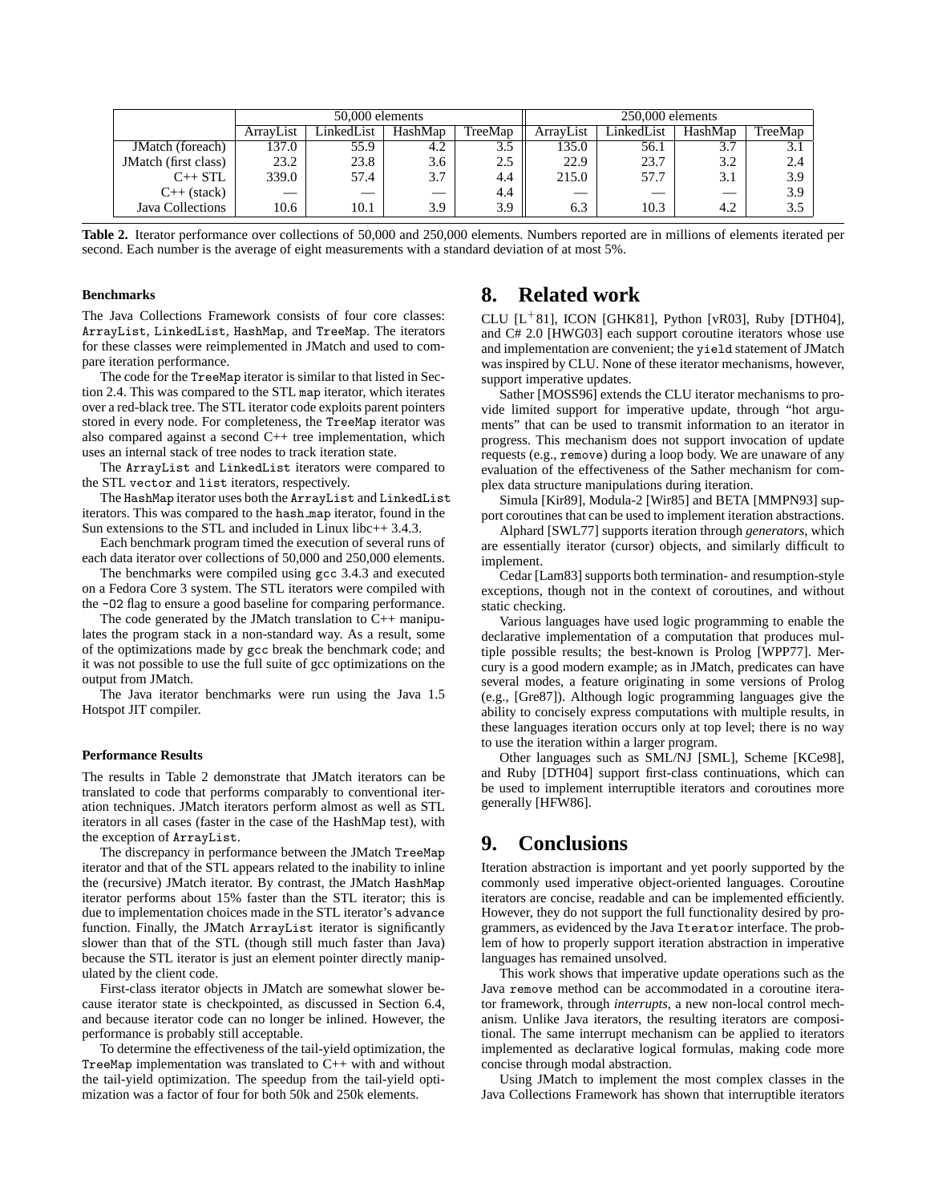| | 50,000 elements | | | | 250,000 elements | | | |
|---|---|---|---|---|---|---|---|---|
| | ArrayList | LinkedList | HashMap | TreeMap | ArrayList | LinkedList | HashMap | TreeMap |
| JMatch (foreach) | 137.0 | 55.9 | 4.2 | 3.5 | 135.0 | 56.1 | 3.7 | 3.1 |
| JMatch (first class) | 23.2 | 23.8 | 3.6 | 2.5 | 22.9 | 23.7 | 3.2 | 2.4 |
| C++ STL | 339.0 | 57.4 | 3.7 | 4.4 | 215.0 | 57.7 | 3.1 | 3.9 |
| C++ (stack) | — | — | — | 4.4 | — | — | — | 3.9 |
| Java Collections | 10.6 | 10.1 | 3.9 | 3.9 | 6.3 | 10.3 | 4.2 | 3.5 |

**Table 2.** Iterator performance over collections of 50,000 and 250,000 elements. Numbers reported are in millions of elements iterated per second. Each number is the average of eight measurements with a standard deviation of at most 5%.

#### Benchmarks

The Java Collections Framework consists of four core classes: `ArrayList`, `LinkedList`, `HashMap`, and `TreeMap`. The iterators for these classes were reimplemented in JMatch and used to compare iteration performance.

The code for the `TreeMap` iterator is similar to that listed in Section 2.4. This was compared to the STL `map` iterator, which iterates over a red-black tree. The STL iterator code exploits parent pointers stored in every node. For completeness, the `TreeMap` iterator was also compared against a second C++ tree implementation, which uses an internal stack of tree nodes to track iteration state.

The `ArrayList` and `LinkedList` iterators were compared to the STL `vector` and `list` iterators, respectively.

The `HashMap` iterator uses both the `ArrayList` and `LinkedList` iterators. This was compared to the `hash_map` iterator, found in the Sun extensions to the STL and included in Linux libc++ 3.4.3.

Each benchmark program timed the execution of several runs of each data iterator over collections of 50,000 and 250,000 elements.

The benchmarks were compiled using `gcc` 3.4.3 and executed on a Fedora Core 3 system. The STL iterators were compiled with the `-O2` flag to ensure a good baseline for comparing performance.

The code generated by the JMatch translation to C++ manipulates the program stack in a non-standard way. As a result, some of the optimizations made by `gcc` break the benchmark code; and it was not possible to use the full suite of gcc optimizations on the output from JMatch.

The Java iterator benchmarks were run using the Java 1.5 Hotspot JIT compiler.

#### Performance Results

The results in Table 2 demonstrate that JMatch iterators can be translated to code that performs comparably to conventional iteration techniques. JMatch iterators perform almost as well as STL iterators in all cases (faster in the case of the HashMap test), with the exception of `ArrayList`.

The discrepancy in performance between the JMatch `TreeMap` iterator and that of the STL appears related to the inability to inline the (recursive) JMatch iterator. By contrast, the JMatch `HashMap` iterator performs about 15% faster than the STL iterator; this is due to implementation choices made in the STL iterator's `advance` function. Finally, the JMatch `ArrayList` iterator is significantly slower than that of the STL (though still much faster than Java) because the STL iterator is just an element pointer directly manipulated by the client code.

First-class iterator objects in JMatch are somewhat slower because iterator state is checkpointed, as discussed in Section 6.4, and because iterator code can no longer be inlined. However, the performance is probably still acceptable.

To determine the effectiveness of the tail-yield optimization, the `TreeMap` implementation was translated to C++ with and without the tail-yield optimization. The speedup from the tail-yield optimization was a factor of four for both 50k and 250k elements.

## 8. Related work

CLU [L+81], ICON [GHK81], Python [vR03], Ruby [DTH04], and C# 2.0 [HWG03] each support coroutine iterators whose use and implementation are convenient; the `yield` statement of JMatch was inspired by CLU. None of these iterator mechanisms, however, support imperative updates.

Sather [MOSS96] extends the CLU iterator mechanisms to provide limited support for imperative update, through "hot arguments" that can be used to transmit information to an iterator in progress. This mechanism does not support invocation of update requests (e.g., `remove`) during a loop body. We are unaware of any evaluation of the effectiveness of the Sather mechanism for complex data structure manipulations during iteration.

Simula [Kir89], Modula-2 [Wir85] and BETA [MMPN93] support coroutines that can be used to implement iteration abstractions.

Alphard [SWL77] supports iteration through *generators*, which are essentially iterator (cursor) objects, and similarly difficult to implement.

Cedar [Lam83] supports both termination- and resumption-style exceptions, though not in the context of coroutines, and without static checking.

Various languages have used logic programming to enable the declarative implementation of a computation that produces multiple possible results; the best-known is Prolog [WPP77]. Mercury is a good modern example; as in JMatch, predicates can have several modes, a feature originating in some versions of Prolog (e.g., [Gre87]). Although logic programming languages give the ability to concisely express computations with multiple results, in these languages iteration occurs only at top level; there is no way to use the iteration within a larger program.

Other languages such as SML/NJ [SML], Scheme [KCe98], and Ruby [DTH04] support first-class continuations, which can be used to implement interruptible iterators and coroutines more generally [HFW86].

## 9. Conclusions

Iteration abstraction is important and yet poorly supported by the commonly used imperative object-oriented languages. Coroutine iterators are concise, readable and can be implemented efficiently. However, they do not support the full functionality desired by programmers, as evidenced by the Java `Iterator` interface. The problem of how to properly support iteration abstraction in imperative languages has remained unsolved.

This work shows that imperative update operations such as the Java `remove` method can be accommodated in a coroutine iterator framework, through *interrupts*, a new non-local control mechanism. Unlike Java iterators, the resulting iterators are compositional. The same interrupt mechanism can be applied to iterators implemented as declarative logical formulas, making code more concise through modal abstraction.

Using JMatch to implement the most complex classes in the Java Collections Framework has shown that interruptible iterators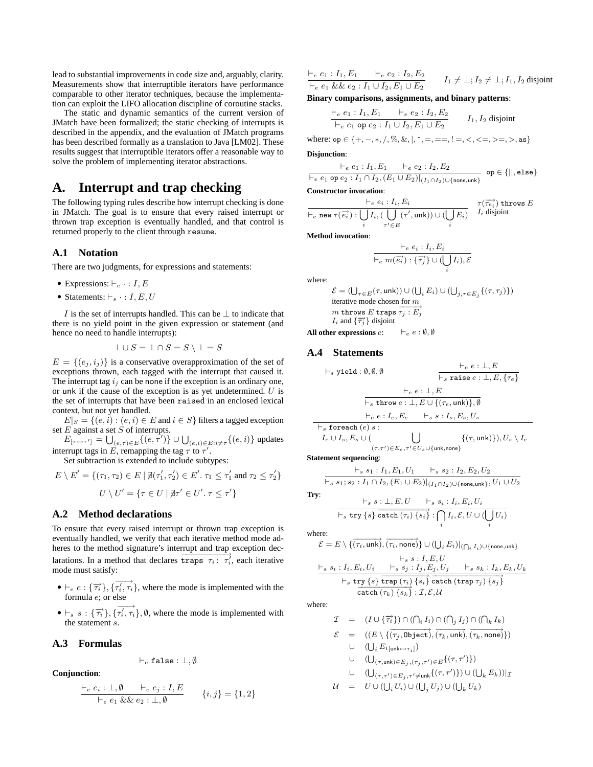lead to substantial improvements in code size and, arguably, clarity. Measurements show that interruptible iterators have performance comparable to other iterator techniques, because the implementation can exploit the LIFO allocation discipline of coroutine stacks.

The static and dynamic semantics of the current version of JMatch have been formalized; the static checking of interrupts is described in the appendix, and the evaluation of JMatch programs has been described formally as a translation to Java [LM02]. These results suggest that interruptible iterators offer a reasonable way to solve the problem of implementing iterator abstractions.

# A. Interrupt and trap checking

The following typing rules describe how interrupt checking is done in JMatch. The goal is to ensure that every raised interrupt or thrown trap exception is eventually handled, and that control is returned properly to the client through `resume`.

## A.1 Notation

There are two judgments, for expressions and statements:

- Expressions: $\vdash_e \cdot : I, E$
- Statements: $\vdash_s \cdot : I, E, U$

$I$ is the set of interrupts handled. This can be $\perp$ to indicate that there is no yield point in the given expression or statement (and hence no need to handle interrupts):

$$\perp \cup S = \perp \cap S = S \setminus \perp = S$$

$E = \{(e_j, i_j)\}$ is a conservative overapproximation of the set of exceptions thrown, each tagged with the interrupt that caused it. The interrupt tag $i_j$ can be none if the exception is an ordinary one, or unk if the cause of the exception is as yet undetermined. $U$ is the set of interrupts that have been `raise`d in an enclosed lexical context, but not yet handled.

$E|_S = \{(e, i) : (e, i) \in E \text{ and } i \in S\}$ filters a tagged exception set $E$ against a set $S$ of interrupts.

$E_{[\tau \mapsto \tau']} = \bigcup_{(e,\tau) \in E}\{(e, \tau')\} \cup \bigcup_{(e,i) \in E : i \neq \tau}\{(e, i)\}$ updates interrupt tags in $E$, remapping the tag $\tau$ to $\tau'$.

Set subtraction is extended to include subtypes:

$$E \setminus E' = \{(\tau_1, \tau_2) \in E \mid \nexists(\tau_1', \tau_2') \in E'.\ \tau_1 \leq \tau_1' \text{ and } \tau_2 \leq \tau_2'\}$$

$$U \setminus U' = \{\tau \in U \mid \nexists\tau' \in U'.\ \tau \leq \tau'\}$$

## A.2 Method declarations

To ensure that every raised interrupt or thrown trap exception is eventually handled, we verify that each iterative method mode adheres to the method signature's interrupt and trap exception declarations. In a method that declares $\overrightarrow{\texttt{traps}\ \tau_i\texttt{:}\ \tau_i'}$, each iterative mode must satisfy:

- $\vdash_e e : \{\overrightarrow{\tau_i}\}, \{\overrightarrow{\tau_i', \tau_i}\}$, where the mode is implemented with the formula $e$; or else
- $\vdash_s s : \{\overrightarrow{\tau_i}\}, \{\overrightarrow{\tau_i', \tau_i}\}, \emptyset$, where the mode is implemented with the statement $s$.

## A.3 Formulas

$$\vdash_e \texttt{false} : \perp, \emptyset$$

**Conjunction**:

$$\frac{\vdash_e e_i : \perp, \emptyset \qquad \vdash_e e_j : I, E}{\vdash_e e_1\ \&\&\ e_2 : \perp, \emptyset} \qquad \{i, j\} = \{1, 2\}$$

$$\frac{\vdash_e e_1 : I_1, E_1 \qquad \vdash_e e_2 : I_2, E_2}{\vdash_e e_1\ \&\&\ e_2 : I_1 \cup I_2, E_1 \cup E_2} \qquad I_1 \neq \perp; I_2 \neq \perp; I_1, I_2 \text{ disjoint}$$

**Binary comparisons, assignments, and binary patterns**:

$$\frac{\vdash_e e_1 : I_1, E_1 \qquad \vdash_e e_2 : I_2, E_2}{\vdash_e e_1\ \texttt{op}\ e_2 : I_1 \cup I_2, E_1 \cup E_2} \qquad I_1, I_2 \text{ disjoint}$$

where: $\texttt{op} \in \{+, -, *, /, \%, \&, |, \hat{}, =, ==, !=, <, <=, >=, >, \texttt{as}\}$

**Disjunction**:

$$\frac{\vdash_e e_1 : I_1, E_1 \qquad \vdash_e e_2 : I_2, E_2}{\vdash_e e_1\ \texttt{op}\ e_2 : I_1 \cap I_2, (E_1 \cup E_2)|_{(I_1 \cap I_2) \cup \{\textsf{none}, \textsf{unk}\}}} \quad \texttt{op} \in \{||, \texttt{else}\}$$

**Constructor invocation**:

$$\frac{\vdash_e e_i : I_i, E_i}{\vdash_e \texttt{new}\ \tau(\overrightarrow{e_i}) : \bigcup_i I_i, (\bigcup_{\tau' \in E}(\tau', \textsf{unk})) \cup (\bigcup_i E_i)} \qquad \begin{array}{l}\tau(\overrightarrow{\tau_{e_i}})\ \texttt{throws}\ E \\ I_i \text{ disjoint}\end{array}$$

**Method invocation**:

$$\frac{\vdash_e e_i : I_i, E_i}{\vdash_e m(\overrightarrow{e_i}) : \{\overrightarrow{\tau_j}\} \cup (\bigcup_i I_i), \mathcal{E}}$$

where:

$\mathcal{E} = (\bigcup_{\tau \in E}(\tau, \textsf{unk})) \cup (\bigcup_i E_i) \cup (\bigcup_{j, \tau \in E_j}\{(\tau, \tau_j)\})$
iterative mode chosen for $m$
$m\ \texttt{throws}\ E\ \overrightarrow{\texttt{traps}\ \tau_j : E_j}$
$I_i$ and $\{\overrightarrow{\tau_j}\}$ disjoint

**All other expressions** $e$: $\qquad \vdash_e e : \emptyset, \emptyset$

## A.4 Statements

$$\vdash_s \texttt{yield} : \emptyset, \emptyset, \emptyset \qquad\qquad \frac{\vdash_e e : \perp, E}{\vdash_s \texttt{raise}\ e : \perp, E, \{\tau_e\}}$$

$$\frac{\vdash_e e : \perp, E}{\vdash_s \texttt{throw}\ e : \perp, E \cup \{(\tau_e, \textsf{unk})\}, \emptyset}$$

$$\frac{\vdash_e e : I_e, E_e \qquad \vdash_s s : I_s, E_s, U_s}{\begin{array}{l}\vdash_s \texttt{foreach}\ (e)\ s : \\ I_e \cup I_s, E_s \cup (\bigcup_{(\tau, \tau') \in E_e, \tau' \in U_s \cup \{\textsf{unk}, \textsf{none}\}}\{(\tau, \textsf{unk})\}), U_s \setminus I_e\end{array}}$$

**Statement sequencing**:

$$\frac{\vdash_s s_1 : I_1, E_1, U_1 \qquad \vdash_s s_2 : I_2, E_2, U_2}{\vdash_s s_1; s_2 : I_1 \cap I_2, (E_1 \cup E_2)|_{(I_1 \cap I_2) \cup \{\textsf{none}, \textsf{unk}\}}, U_1 \cup U_2}$$

**Try**:

$$\frac{\vdash_s s : \perp, E, U \qquad \vdash_s s_i : I_i, E_i, U_i}{\vdash_s \texttt{try}\ \{s\}\ \overrightarrow{\texttt{catch}\ (\tau_i)\ \{s_i\}} : \bigcap_i I_i, \mathcal{E}, U \cup (\bigcup_i U_i)}$$

where:

$$\mathcal{E} = E \setminus \{\overrightarrow{(\tau_i, \textsf{unk})}, \overrightarrow{(\tau_i, \textsf{none})}\} \cup (\bigcup_i E_i)|_{(\bigcap_i I_i) \cup \{\textsf{none}, \textsf{unk}\}}$$

$$\frac{\vdash_s s : I, E, U \qquad \vdash_s s_i : I_i, E_i, U_i \qquad \vdash_s s_j : I_j, E_j, U_j \qquad \vdash_s s_k : I_k, E_k, U_k}{\begin{array}{l}\vdash_s \texttt{try}\ \{s\}\ \overrightarrow{\texttt{trap}\ (\tau_i)\ \{s_i\}}\ \overrightarrow{\texttt{catch}\ (\texttt{trap}\ \tau_j)\ \{s_j\}} \\ \overrightarrow{\texttt{catch}\ (\tau_k)\ \{s_k\}} : \mathcal{I}, \mathcal{E}, \mathcal{U}\end{array}}$$

where:

$$\begin{aligned}
\mathcal{I} &= (I \cup \{\overrightarrow{\tau_i}\}) \cap (\textstyle\bigcap_i I_i) \cap (\bigcap_j I_j) \cap (\bigcap_k I_k) \\
\mathcal{E} &= ((E \setminus \{\overrightarrow{(\tau_j, \texttt{Object})}, \overrightarrow{(\tau_k, \textsf{unk})}, \overrightarrow{(\tau_k, \textsf{none})}\}) \\
&\quad \cup\ (\textstyle\bigcup_i E_{i[\textsf{unk} \mapsto \tau_i]}) \\
&\quad \cup\ (\textstyle\bigcup_{(\tau, \textsf{unk}) \in E_j, (\tau_j, \tau') \in E}\{(\tau, \tau')\}) \\
&\quad \cup\ (\textstyle\bigcup_{(\tau, \tau') \in E_j, \tau' \neq \textsf{unk}}\{(\tau, \tau')\}) \cup (\bigcup_k E_k))|_{\mathcal{I}} \\
\mathcal{U} &= U \cup (\textstyle\bigcup_i U_i) \cup (\bigcup_j U_j) \cup (\bigcup_k U_k)
\end{aligned}$$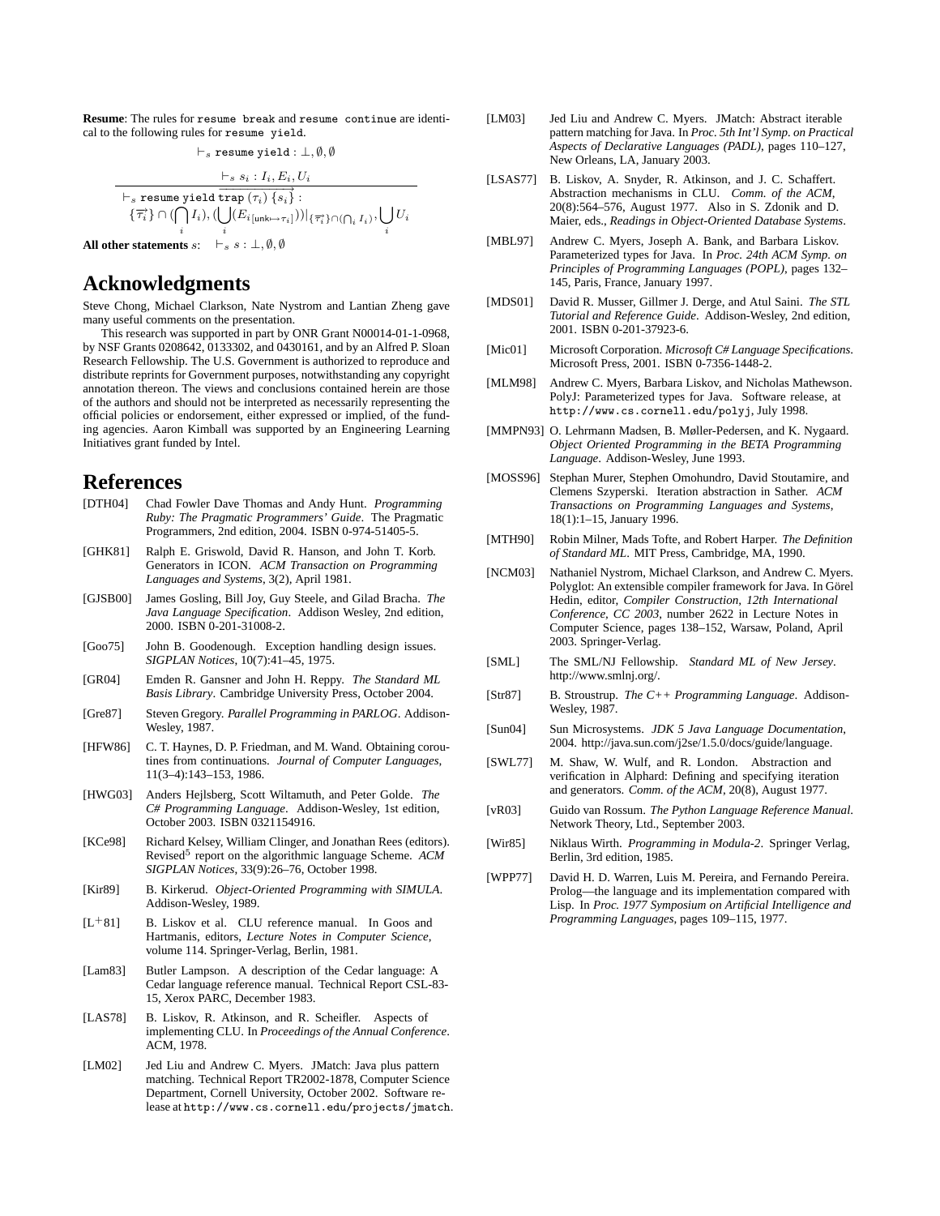**Resume**: The rules for `resume break` and `resume continue` are identical to the following rules for `resume yield`.

$$\vdash_s \texttt{resume yield} : \bot, \emptyset, \emptyset$$

$$\frac{\vdash_s s_i : I_i, E_i, U_i}{\vdash_s \texttt{resume yield} \ \overrightarrow{\texttt{trap}\ (\tau_i)\ \{s_i\}} : \{\overrightarrow{\tau_i}\} \cap (\bigcap_i I_i), (\bigcup_i (E_{i\,[\mathsf{unk} \mapsto \tau_i]}))|_{\{\overrightarrow{\tau_i}\} \cap (\bigcap_i I_i)}, \bigcup_i U_i}$$

**All other statements** $s$: $\quad \vdash_s s : \bot, \emptyset, \emptyset$

## Acknowledgments

Steve Chong, Michael Clarkson, Nate Nystrom and Lantian Zheng gave many useful comments on the presentation.

This research was supported in part by ONR Grant N00014-01-1-0968, by NSF Grants 0208642, 0133302, and 0430161, and by an Alfred P. Sloan Research Fellowship. The U.S. Government is authorized to reproduce and distribute reprints for Government purposes, notwithstanding any copyright annotation thereon. The views and conclusions contained herein are those of the authors and should not be interpreted as necessarily representing the official policies or endorsement, either expressed or implied, of the funding agencies. Aaron Kimball was supported by an Engineering Learning Initiatives grant funded by Intel.

## References

[DTH04] Chad Fowler Dave Thomas and Andy Hunt. *Programming Ruby: The Pragmatic Programmers' Guide*. The Pragmatic Programmers, 2nd edition, 2004. ISBN 0-974-51405-5.

[GHK81] Ralph E. Griswold, David R. Hanson, and John T. Korb. Generators in ICON. *ACM Transaction on Programming Languages and Systems*, 3(2), April 1981.

[GJSB00] James Gosling, Bill Joy, Guy Steele, and Gilad Bracha. *The Java Language Specification*. Addison Wesley, 2nd edition, 2000. ISBN 0-201-31008-2.

[Goo75] John B. Goodenough. Exception handling design issues. *SIGPLAN Notices*, 10(7):41–45, 1975.

[GR04] Emden R. Gansner and John H. Reppy. *The Standard ML Basis Library*. Cambridge University Press, October 2004.

[Gre87] Steven Gregory. *Parallel Programming in PARLOG*. Addison-Wesley, 1987.

[HFW86] C. T. Haynes, D. P. Friedman, and M. Wand. Obtaining coroutines from continuations. *Journal of Computer Languages*, 11(3–4):143–153, 1986.

[HWG03] Anders Hejlsberg, Scott Wiltamuth, and Peter Golde. *The C# Programming Language*. Addison-Wesley, 1st edition, October 2003. ISBN 0321154916.

[KCe98] Richard Kelsey, William Clinger, and Jonathan Rees (editors). Revised[5] report on the algorithmic language Scheme. *ACM SIGPLAN Notices*, 33(9):26–76, October 1998.

[Kir89] B. Kirkerud. *Object-Oriented Programming with SIMULA*. Addison-Wesley, 1989.

[L+81] B. Liskov et al. CLU reference manual. In Goos and Hartmanis, editors, *Lecture Notes in Computer Science*, volume 114. Springer-Verlag, Berlin, 1981.

[Lam83] Butler Lampson. A description of the Cedar language: A Cedar language reference manual. Technical Report CSL-83-15, Xerox PARC, December 1983.

[LAS78] B. Liskov, R. Atkinson, and R. Scheifler. Aspects of implementing CLU. In *Proceedings of the Annual Conference*. ACM, 1978.

[LM02] Jed Liu and Andrew C. Myers. JMatch: Java plus pattern matching. Technical Report TR2002-1878, Computer Science Department, Cornell University, October 2002. Software release at `http://www.cs.cornell.edu/projects/jmatch`.

[LM03] Jed Liu and Andrew C. Myers. JMatch: Abstract iterable pattern matching for Java. In *Proc. 5th Int'l Symp. on Practical Aspects of Declarative Languages (PADL)*, pages 110–127, New Orleans, LA, January 2003.

[LSAS77] B. Liskov, A. Snyder, R. Atkinson, and J. C. Schaffert. Abstraction mechanisms in CLU. *Comm. of the ACM*, 20(8):564–576, August 1977. Also in S. Zdonik and D. Maier, eds., *Readings in Object-Oriented Database Systems*.

[MBL97] Andrew C. Myers, Joseph A. Bank, and Barbara Liskov. Parameterized types for Java. In *Proc. 24th ACM Symp. on Principles of Programming Languages (POPL)*, pages 132–145, Paris, France, January 1997.

[MDS01] David R. Musser, Gillmer J. Derge, and Atul Saini. *The STL Tutorial and Reference Guide*. Addison-Wesley, 2nd edition, 2001. ISBN 0-201-37923-6.

[Mic01] Microsoft Corporation. *Microsoft C# Language Specifications*. Microsoft Press, 2001. ISBN 0-7356-1448-2.

[MLM98] Andrew C. Myers, Barbara Liskov, and Nicholas Mathewson. PolyJ: Parameterized types for Java. Software release, at `http://www.cs.cornell.edu/polyj`, July 1998.

[MMPN93] O. Lehrmann Madsen, B. Møller-Pedersen, and K. Nygaard. *Object Oriented Programming in the BETA Programming Language*. Addison-Wesley, June 1993.

[MOSS96] Stephan Murer, Stephen Omohundro, David Stoutamire, and Clemens Szyperski. Iteration abstraction in Sather. *ACM Transactions on Programming Languages and Systems*, 18(1):1–15, January 1996.

[MTH90] Robin Milner, Mads Tofte, and Robert Harper. *The Definition of Standard ML*. MIT Press, Cambridge, MA, 1990.

[NCM03] Nathaniel Nystrom, Michael Clarkson, and Andrew C. Myers. Polyglot: An extensible compiler framework for Java. In Görel Hedin, editor, *Compiler Construction, 12th International Conference, CC 2003*, number 2622 in Lecture Notes in Computer Science, pages 138–152, Warsaw, Poland, April 2003. Springer-Verlag.

[SML] The SML/NJ Fellowship. *Standard ML of New Jersey*. http://www.smlnj.org/.

[Str87] B. Stroustrup. *The C++ Programming Language*. Addison-Wesley, 1987.

[Sun04] Sun Microsystems. *JDK 5 Java Language Documentation*, 2004. http://java.sun.com/j2se/1.5.0/docs/guide/language.

[SWL77] M. Shaw, W. Wulf, and R. London. Abstraction and verification in Alphard: Defining and specifying iteration and generators. *Comm. of the ACM*, 20(8), August 1977.

[vR03] Guido van Rossum. *The Python Language Reference Manual*. Network Theory, Ltd., September 2003.

[Wir85] Niklaus Wirth. *Programming in Modula-2*. Springer Verlag, Berlin, 3rd edition, 1985.

[WPP77] David H. D. Warren, Luis M. Pereira, and Fernando Pereira. Prolog—the language and its implementation compared with Lisp. In *Proc. 1977 Symposium on Artificial Intelligence and Programming Languages*, pages 109–115, 1977.